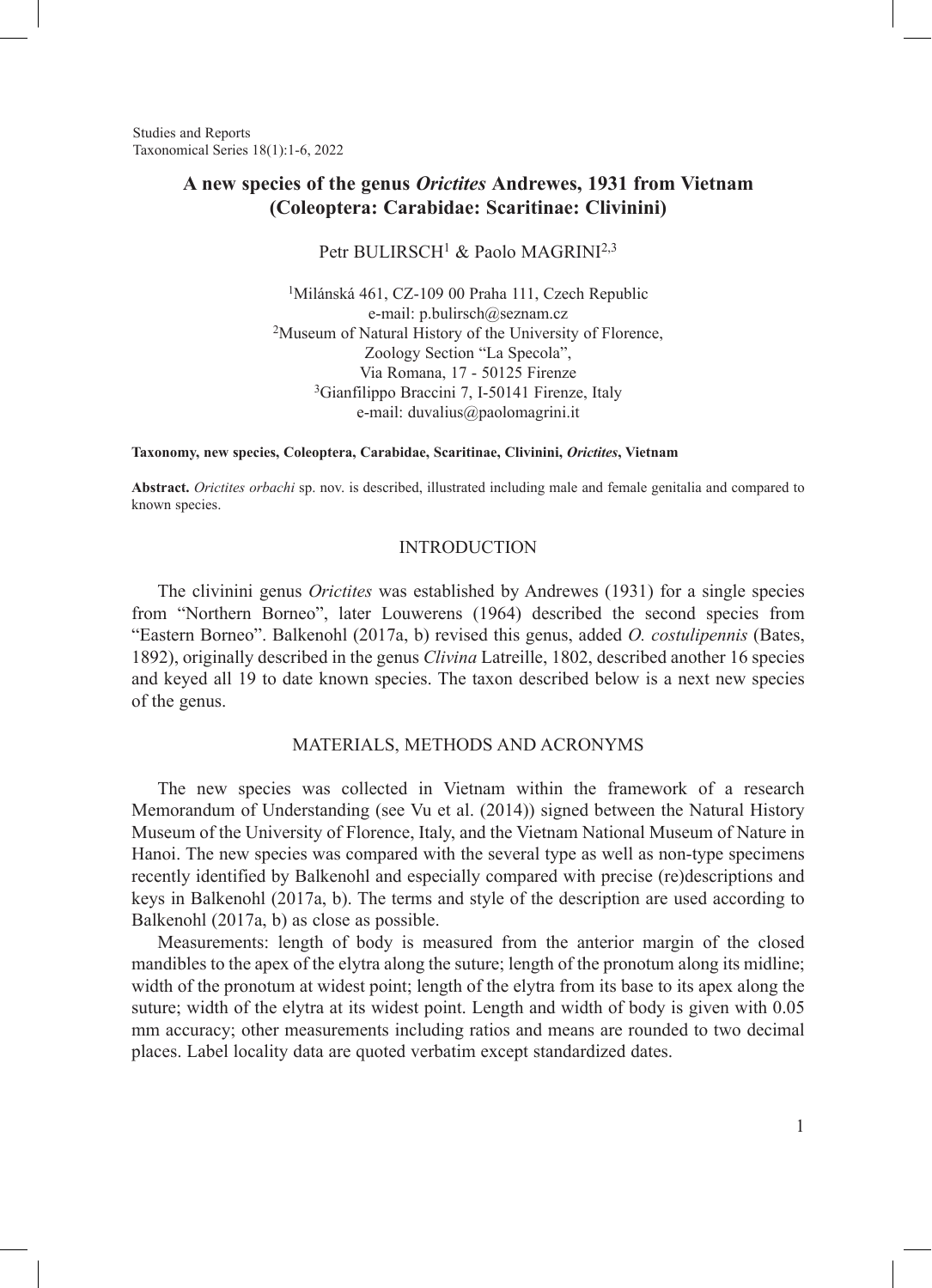# A new species of the genus *Orictites* Andrewes, 1931 from Vietnam (Coleoptera: Carabidae: Scaritinae: Clivinini)

Petr BULIRSCH[1] & Paolo MAGRINI[2,3]

[1]Milánská 461, CZ-109 00 Praha 111, Czech Republic
e-mail: p.bulirsch@seznam.cz
[2]Museum of Natural History of the University of Florence,
Zoology Section "La Specola",
Via Romana, 17 - 50125 Firenze
[3]Gianfilippo Braccini 7, I-50141 Firenze, Italy
e-mail: duvalius@paolomagrini.it

**Taxonomy, new species, Coleoptera, Carabidae, Scaritinae, Clivinini, *Orictites*, Vietnam**

**Abstract.** *Orictites orbachi* sp. nov. is described, illustrated including male and female genitalia and compared to known species.

## INTRODUCTION

The clivinini genus *Orictites* was established by Andrewes (1931) for a single species from "Northern Borneo", later Louwerens (1964) described the second species from "Eastern Borneo". Balkenohl (2017a, b) revised this genus, added *O. costulipennis* (Bates, 1892), originally described in the genus *Clivina* Latreille, 1802, described another 16 species and keyed all 19 to date known species. The taxon described below is a next new species of the genus.

## MATERIALS, METHODS AND ACRONYMS

The new species was collected in Vietnam within the framework of a research Memorandum of Understanding (see Vu et al. (2014)) signed between the Natural History Museum of the University of Florence, Italy, and the Vietnam National Museum of Nature in Hanoi. The new species was compared with the several type as well as non-type specimens recently identified by Balkenohl and especially compared with precise (re)descriptions and keys in Balkenohl (2017a, b). The terms and style of the description are used according to Balkenohl (2017a, b) as close as possible.

Measurements: length of body is measured from the anterior margin of the closed mandibles to the apex of the elytra along the suture; length of the pronotum along its midline; width of the pronotum at widest point; length of the elytra from its base to its apex along the suture; width of the elytra at its widest point. Length and width of body is given with 0.05 mm accuracy; other measurements including ratios and means are rounded to two decimal places. Label locality data are quoted verbatim except standardized dates.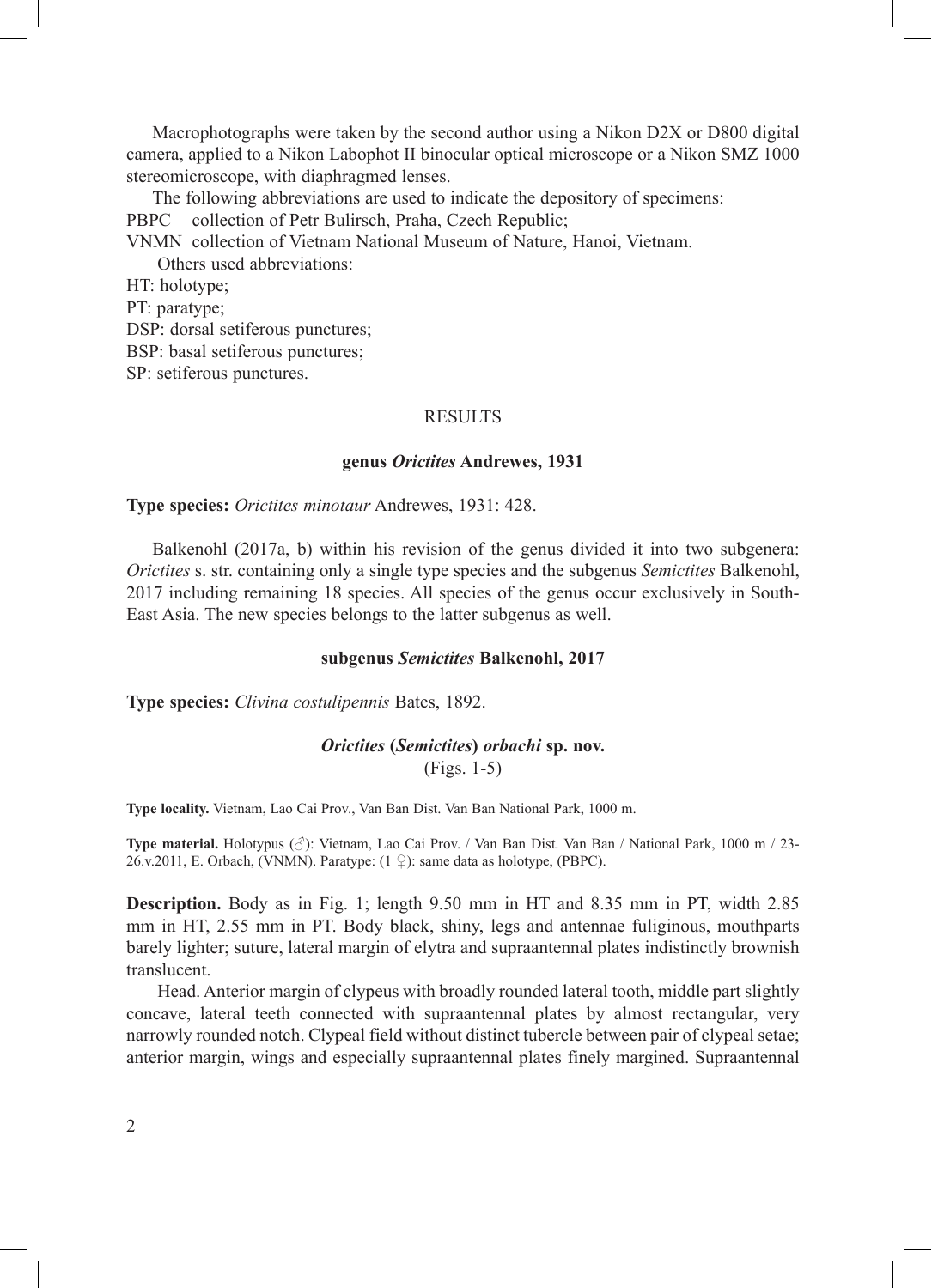Macrophotographs were taken by the second author using a Nikon D2X or D800 digital camera, applied to a Nikon Labophot II binocular optical microscope or a Nikon SMZ 1000 stereomicroscope, with diaphragmed lenses.

The following abbreviations are used to indicate the depository of specimens:

PBPC collection of Petr Bulirsch, Praha, Czech Republic;

VNMN collection of Vietnam National Museum of Nature, Hanoi, Vietnam.

Others used abbreviations:

HT: holotype;

PT: paratype;

DSP: dorsal setiferous punctures;

BSP: basal setiferous punctures;

SP: setiferous punctures.

## RESULTS

### genus *Orictites* Andrewes, 1931

**Type species:** *Orictites minotaur* Andrewes, 1931: 428.

Balkenohl (2017a, b) within his revision of the genus divided it into two subgenera: *Orictites* s. str. containing only a single type species and the subgenus *Semictites* Balkenohl, 2017 including remaining 18 species. All species of the genus occur exclusively in South-East Asia. The new species belongs to the latter subgenus as well.

### subgenus *Semictites* Balkenohl, 2017

**Type species:** *Clivina costulipennis* Bates, 1892.

### *Orictites* (*Semictites*) *orbachi* sp. nov.

(Figs. 1-5)

**Type locality.** Vietnam, Lao Cai Prov., Van Ban Dist. Van Ban National Park, 1000 m.

**Type material.** Holotypus (♂): Vietnam, Lao Cai Prov. / Van Ban Dist. Van Ban / National Park, 1000 m / 23-26.v.2011, E. Orbach, (VNMN). Paratype: (1 ♀): same data as holotype, (PBPC).

**Description.** Body as in Fig. 1; length 9.50 mm in HT and 8.35 mm in PT, width 2.85 mm in HT, 2.55 mm in PT. Body black, shiny, legs and antennae fuliginous, mouthparts barely lighter; suture, lateral margin of elytra and supraantennal plates indistinctly brownish translucent.

Head. Anterior margin of clypeus with broadly rounded lateral tooth, middle part slightly concave, lateral teeth connected with supraantennal plates by almost rectangular, very narrowly rounded notch. Clypeal field without distinct tubercle between pair of clypeal setae; anterior margin, wings and especially supraantennal plates finely margined. Supraantennal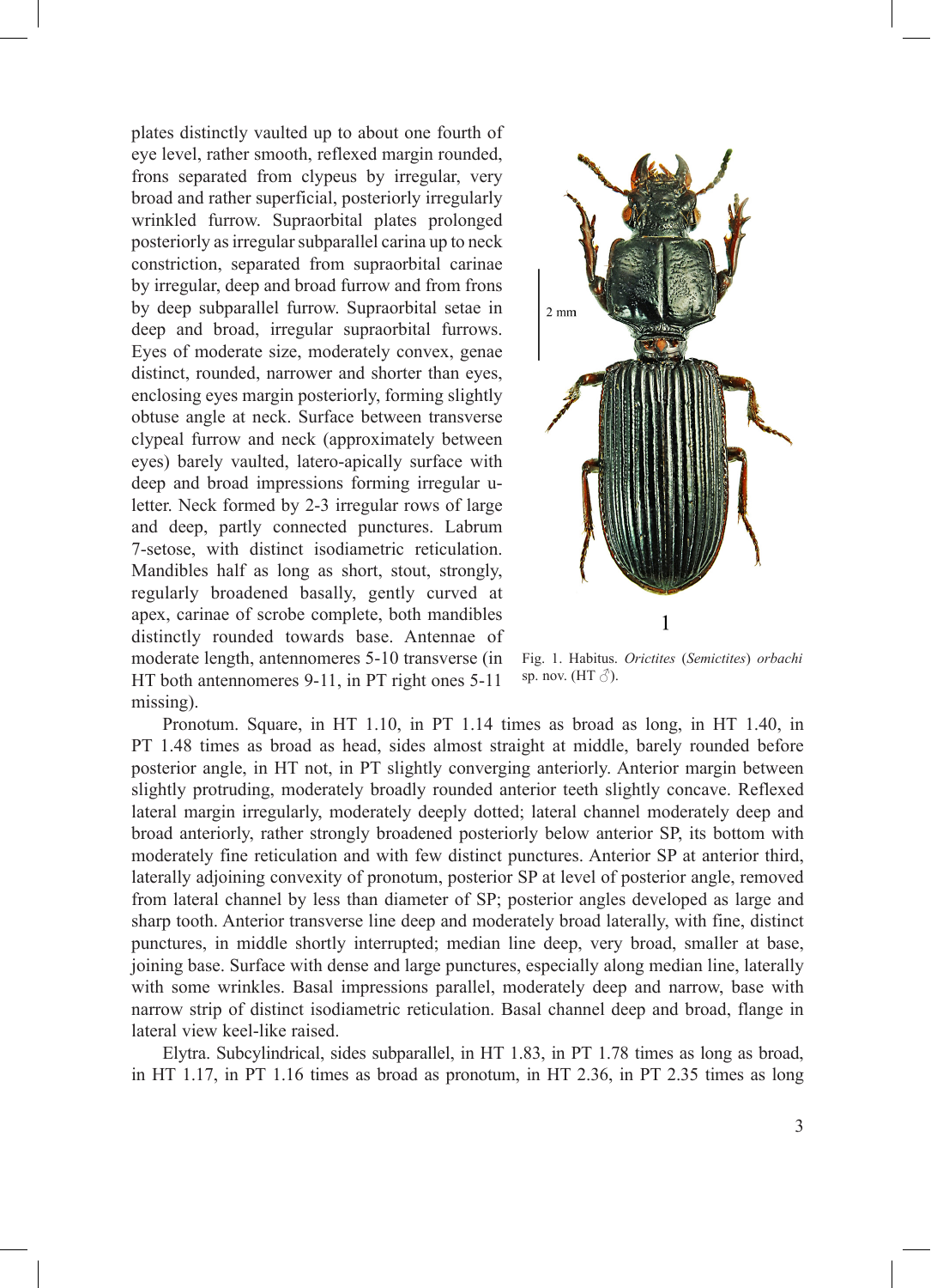plates distinctly vaulted up to about one fourth of eye level, rather smooth, reflexed margin rounded, frons separated from clypeus by irregular, very broad and rather superficial, posteriorly irregularly wrinkled furrow. Supraorbital plates prolonged posteriorly as irregular subparallel carina up to neck constriction, separated from supraorbital carinae by irregular, deep and broad furrow and from frons by deep subparallel furrow. Supraorbital setae in deep and broad, irregular supraorbital furrows. Eyes of moderate size, moderately convex, genae distinct, rounded, narrower and shorter than eyes, enclosing eyes margin posteriorly, forming slightly obtuse angle at neck. Surface between transverse clypeal furrow and neck (approximately between eyes) barely vaulted, latero-apically surface with deep and broad impressions forming irregular u-letter. Neck formed by 2-3 irregular rows of large and deep, partly connected punctures. Labrum 7-setose, with distinct isodiametric reticulation. Mandibles half as long as short, stout, strongly, regularly broadened basally, gently curved at apex, carinae of scrobe complete, both mandibles distinctly rounded towards base. Antennae of moderate length, antennomeres 5-10 transverse (in HT both antennomeres 9-11, in PT right ones 5-11 missing).

Fig. 1. Habitus. *Orictites* (*Semictites*) *orbachi* sp. nov. (HT ♂).

Pronotum. Square, in HT 1.10, in PT 1.14 times as broad as long, in HT 1.40, in PT 1.48 times as broad as head, sides almost straight at middle, barely rounded before posterior angle, in HT not, in PT slightly converging anteriorly. Anterior margin between slightly protruding, moderately broadly rounded anterior teeth slightly concave. Reflexed lateral margin irregularly, moderately deeply dotted; lateral channel moderately deep and broad anteriorly, rather strongly broadened posteriorly below anterior SP, its bottom with moderately fine reticulation and with few distinct punctures. Anterior SP at anterior third, laterally adjoining convexity of pronotum, posterior SP at level of posterior angle, removed from lateral channel by less than diameter of SP; posterior angles developed as large and sharp tooth. Anterior transverse line deep and moderately broad laterally, with fine, distinct punctures, in middle shortly interrupted; median line deep, very broad, smaller at base, joining base. Surface with dense and large punctures, especially along median line, laterally with some wrinkles. Basal impressions parallel, moderately deep and narrow, base with narrow strip of distinct isodiametric reticulation. Basal channel deep and broad, flange in lateral view keel-like raised.

Elytra. Subcylindrical, sides subparallel, in HT 1.83, in PT 1.78 times as long as broad, in HT 1.17, in PT 1.16 times as broad as pronotum, in HT 2.36, in PT 2.35 times as long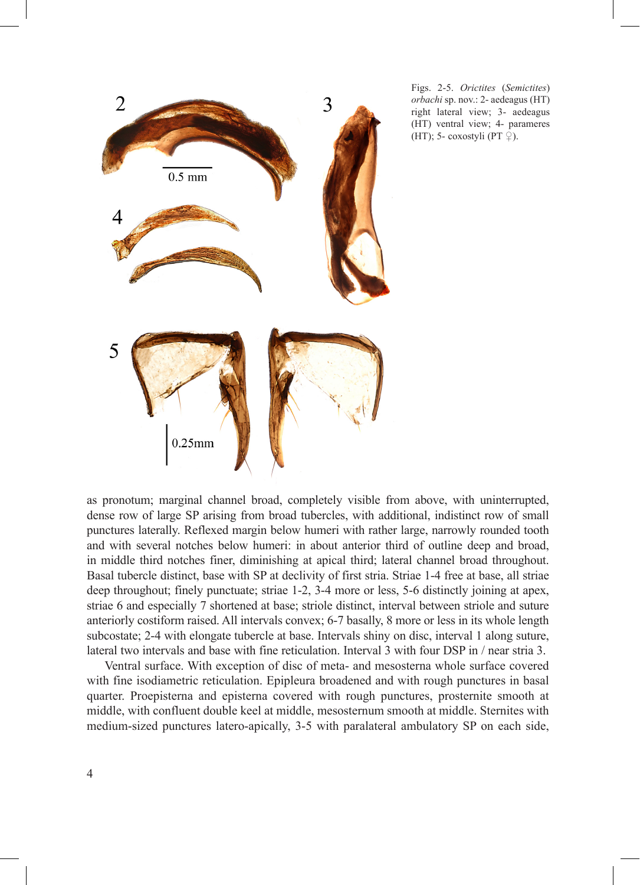Figs. 2-5. *Orictites* (*Semictites*) *orbachi* sp. nov.: 2- aedeagus (HT) right lateral view; 3- aedeagus (HT) ventral view; 4- parameres (HT); 5- coxostyli (PT ♀).

as pronotum; marginal channel broad, completely visible from above, with uninterrupted, dense row of large SP arising from broad tubercles, with additional, indistinct row of small punctures laterally. Reflexed margin below humeri with rather large, narrowly rounded tooth and with several notches below humeri: in about anterior third of outline deep and broad, in middle third notches finer, diminishing at apical third; lateral channel broad throughout. Basal tubercle distinct, base with SP at declivity of first stria. Striae 1-4 free at base, all striae deep throughout; finely punctuate; striae 1-2, 3-4 more or less, 5-6 distinctly joining at apex, striae 6 and especially 7 shortened at base; striole distinct, interval between striole and suture anteriorly costiform raised. All intervals convex; 6-7 basally, 8 more or less in its whole length subcostate; 2-4 with elongate tubercle at base. Intervals shiny on disc, interval 1 along suture, lateral two intervals and base with fine reticulation. Interval 3 with four DSP in / near stria 3.

Ventral surface. With exception of disc of meta- and mesosterna whole surface covered with fine isodiametric reticulation. Epipleura broadened and with rough punctures in basal quarter. Proepisterna and episterna covered with rough punctures, prosternite smooth at middle, with confluent double keel at middle, mesosternum smooth at middle. Sternites with medium-sized punctures latero-apically, 3-5 with paralateral ambulatory SP on each side,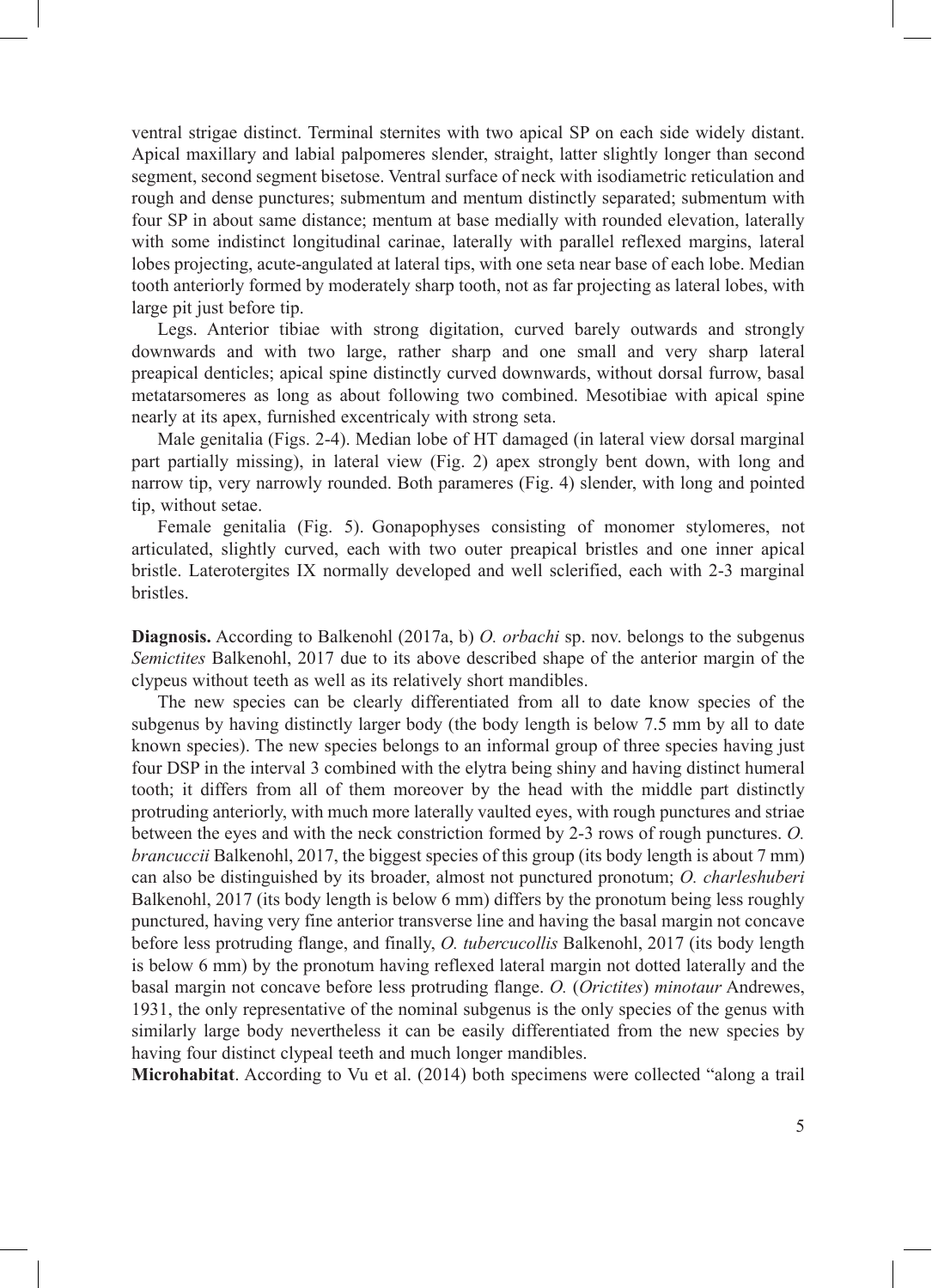ventral strigae distinct. Terminal sternites with two apical SP on each side widely distant. Apical maxillary and labial palpomeres slender, straight, latter slightly longer than second segment, second segment bisetose. Ventral surface of neck with isodiametric reticulation and rough and dense punctures; submentum and mentum distinctly separated; submentum with four SP in about same distance; mentum at base medially with rounded elevation, laterally with some indistinct longitudinal carinae, laterally with parallel reflexed margins, lateral lobes projecting, acute-angulated at lateral tips, with one seta near base of each lobe. Median tooth anteriorly formed by moderately sharp tooth, not as far projecting as lateral lobes, with large pit just before tip.

Legs. Anterior tibiae with strong digitation, curved barely outwards and strongly downwards and with two large, rather sharp and one small and very sharp lateral preapical denticles; apical spine distinctly curved downwards, without dorsal furrow, basal metatarsomeres as long as about following two combined. Mesotibiae with apical spine nearly at its apex, furnished excentricaly with strong seta.

Male genitalia (Figs. 2-4). Median lobe of HT damaged (in lateral view dorsal marginal part partially missing), in lateral view (Fig. 2) apex strongly bent down, with long and narrow tip, very narrowly rounded. Both parameres (Fig. 4) slender, with long and pointed tip, without setae.

Female genitalia (Fig. 5). Gonapophyses consisting of monomer stylomeres, not articulated, slightly curved, each with two outer preapical bristles and one inner apical bristle. Laterotergites IX normally developed and well sclerified, each with 2-3 marginal bristles.

**Diagnosis.** According to Balkenohl (2017a, b) *O. orbachi* sp. nov. belongs to the subgenus *Semictites* Balkenohl, 2017 due to its above described shape of the anterior margin of the clypeus without teeth as well as its relatively short mandibles.

The new species can be clearly differentiated from all to date know species of the subgenus by having distinctly larger body (the body length is below 7.5 mm by all to date known species). The new species belongs to an informal group of three species having just four DSP in the interval 3 combined with the elytra being shiny and having distinct humeral tooth; it differs from all of them moreover by the head with the middle part distinctly protruding anteriorly, with much more laterally vaulted eyes, with rough punctures and striae between the eyes and with the neck constriction formed by 2-3 rows of rough punctures. *O. brancuccii* Balkenohl, 2017, the biggest species of this group (its body length is about 7 mm) can also be distinguished by its broader, almost not punctured pronotum; *O. charleshuberi* Balkenohl, 2017 (its body length is below 6 mm) differs by the pronotum being less roughly punctured, having very fine anterior transverse line and having the basal margin not concave before less protruding flange, and finally, *O. tubercucollis* Balkenohl, 2017 (its body length is below 6 mm) by the pronotum having reflexed lateral margin not dotted laterally and the basal margin not concave before less protruding flange. *O.* (*Orictites*) *minotaur* Andrewes, 1931, the only representative of the nominal subgenus is the only species of the genus with similarly large body nevertheless it can be easily differentiated from the new species by having four distinct clypeal teeth and much longer mandibles.

**Microhabitat**. According to Vu et al. (2014) both specimens were collected "along a trail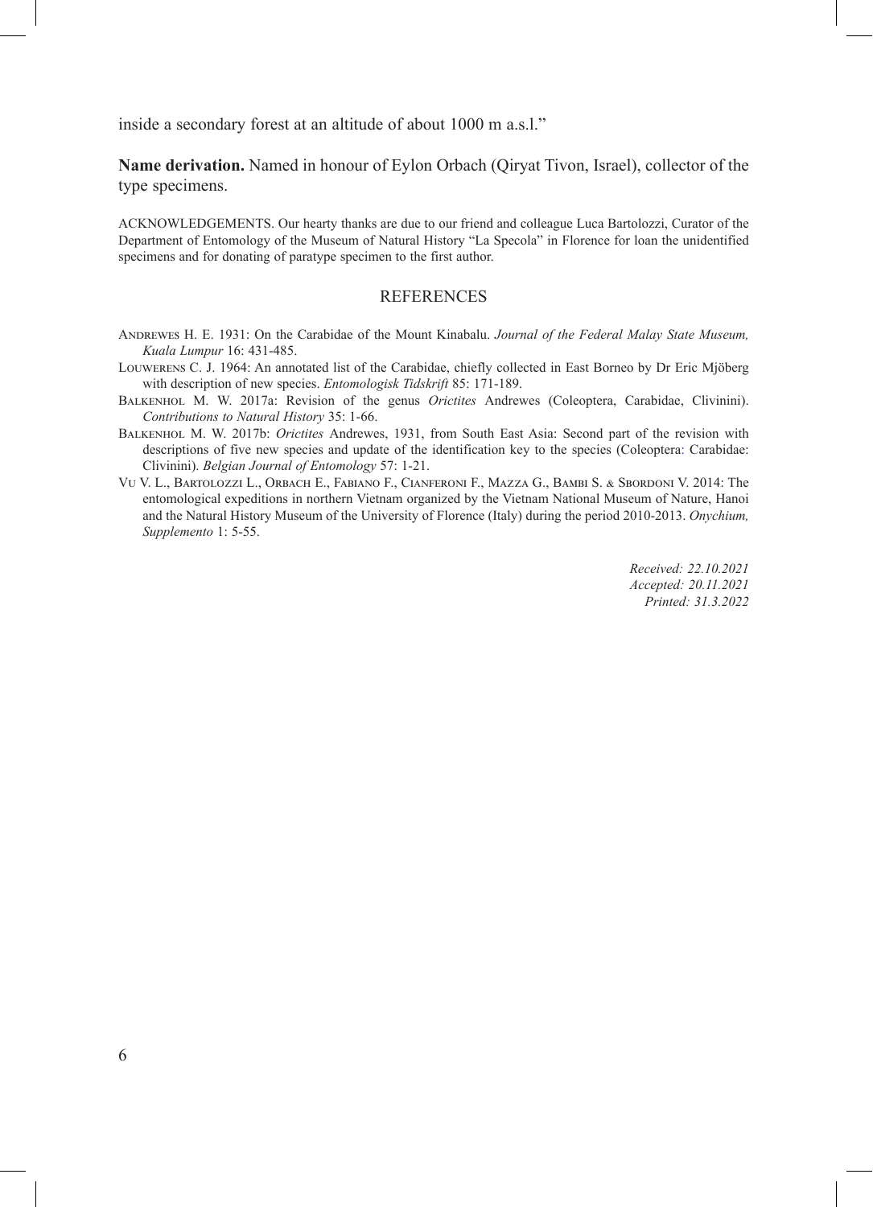inside a secondary forest at an altitude of about 1000 m a.s.l."

**Name derivation.** Named in honour of Eylon Orbach (Qiryat Tivon, Israel), collector of the type specimens.

ACKNOWLEDGEMENTS. Our hearty thanks are due to our friend and colleague Luca Bartolozzi, Curator of the Department of Entomology of the Museum of Natural History "La Specola" in Florence for loan the unidentified specimens and for donating of paratype specimen to the first author.

## REFERENCES

Andrewes H. E. 1931: On the Carabidae of the Mount Kinabalu. *Journal of the Federal Malay State Museum, Kuala Lumpur* 16: 431-485.

Louwerens C. J. 1964: An annotated list of the Carabidae, chiefly collected in East Borneo by Dr Eric Mjöberg with description of new species. *Entomologisk Tidskrift* 85: 171-189.

Balkenhol M. W. 2017a: Revision of the genus *Orictites* Andrewes (Coleoptera, Carabidae, Clivinini). *Contributions to Natural History* 35: 1-66.

Balkenhol M. W. 2017b: *Orictites* Andrewes, 1931, from South East Asia: Second part of the revision with descriptions of five new species and update of the identification key to the species (Coleoptera: Carabidae: Clivinini). *Belgian Journal of Entomology* 57: 1-21.

Vu V. L., Bartolozzi L., Orbach E., Fabiano F., Cianferoni F., Mazza G., Bambi S. & Sbordoni V. 2014: The entomological expeditions in northern Vietnam organized by the Vietnam National Museum of Nature, Hanoi and the Natural History Museum of the University of Florence (Italy) during the period 2010-2013. *Onychium, Supplemento* 1: 5-55.

*Received: 22.10.2021*
*Accepted: 20.11.2021*
*Printed: 31.3.2022*